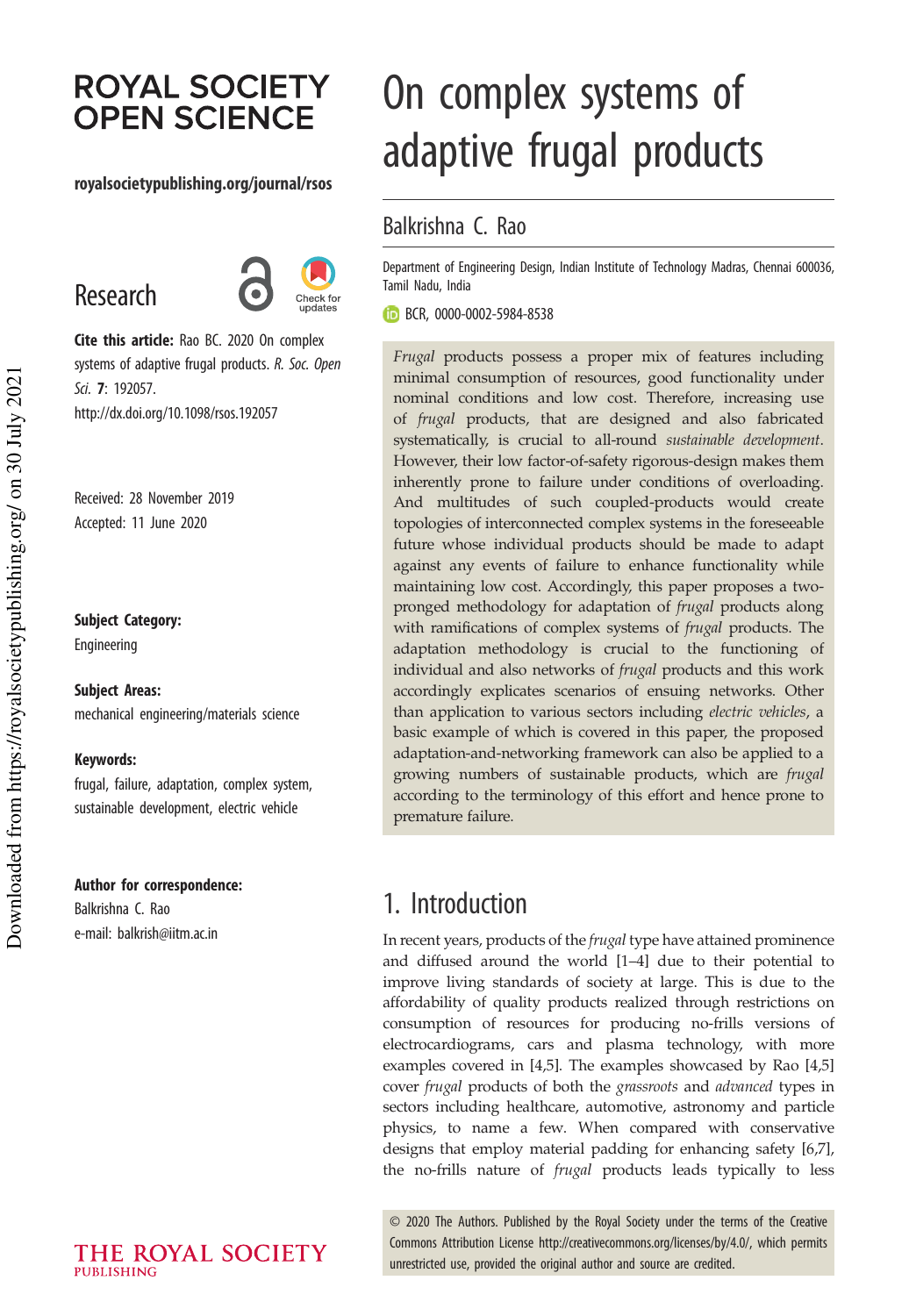# On complex systems of adaptive frugal products

Balkrishna C. Rao

Department of Engineering Design, Indian Institute of Technology Madras, Chennai 600036, Tamil Nadu, India

BCR, 0000-0002-5984-8538

Research

**Cite this article:** Rao BC. 2020 On complex systems of adaptive frugal products. *R. Soc. Open Sci.* **7**: 192057. http://dx.doi.org/10.1098/rsos.192057

Received: 28 November 2019
Accepted: 11 June 2020

**Subject Category:**
Engineering

**Subject Areas:**
mechanical engineering/materials science

**Keywords:**
frugal, failure, adaptation, complex system, sustainable development, electric vehicle

**Author for correspondence:**
Balkrishna C. Rao
e-mail: balkrish@iitm.ac.in

*Frugal* products possess a proper mix of features including minimal consumption of resources, good functionality under nominal conditions and low cost. Therefore, increasing use of *frugal* products, that are designed and also fabricated systematically, is crucial to all-round *sustainable development*. However, their low factor-of-safety rigorous-design makes them inherently prone to failure under conditions of overloading. And multitudes of such coupled-products would create topologies of interconnected complex systems in the foreseeable future whose individual products should be made to adapt against any events of failure to enhance functionality while maintaining low cost. Accordingly, this paper proposes a two-pronged methodology for adaptation of *frugal* products along with ramifications of complex systems of *frugal* products. The adaptation methodology is crucial to the functioning of individual and also networks of *frugal* products and this work accordingly explicates scenarios of ensuing networks. Other than application to various sectors including *electric vehicles*, a basic example of which is covered in this paper, the proposed adaptation-and-networking framework can also be applied to a growing numbers of sustainable products, which are *frugal* according to the terminology of this effort and hence prone to premature failure.

## 1. Introduction

In recent years, products of the *frugal* type have attained prominence and diffused around the world [1–4] due to their potential to improve living standards of society at large. This is due to the affordability of quality products realized through restrictions on consumption of resources for producing no-frills versions of electrocardiograms, cars and plasma technology, with more examples covered in [4,5]. The examples showcased by Rao [4,5] cover *frugal* products of both the *grassroots* and *advanced* types in sectors including healthcare, automotive, astronomy and particle physics, to name a few. When compared with conservative designs that employ material padding for enhancing safety [6,7], the no-frills nature of *frugal* products leads typically to less

© 2020 The Authors. Published by the Royal Society under the terms of the Creative Commons Attribution License http://creativecommons.org/licenses/by/4.0/, which permits unrestricted use, provided the original author and source are credited.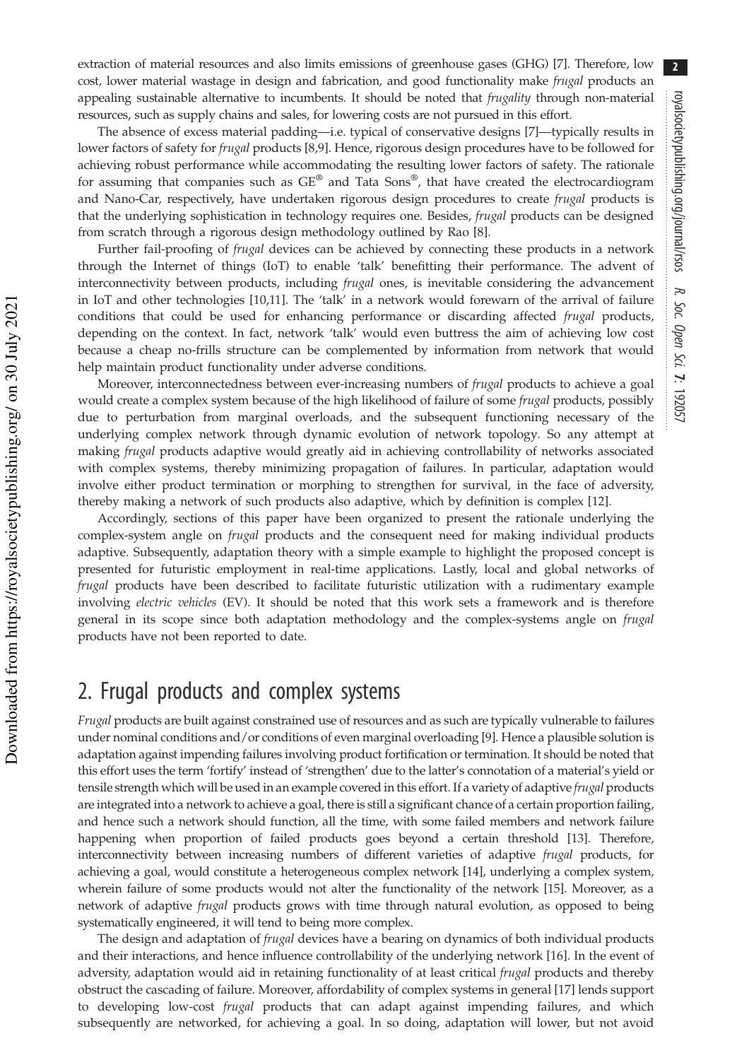extraction of material resources and also limits emissions of greenhouse gases (GHG) [7]. Therefore, low cost, lower material wastage in design and fabrication, and good functionality make *frugal* products an appealing sustainable alternative to incumbents. It should be noted that *frugality* through non-material resources, such as supply chains and sales, for lowering costs are not pursued in this effort.

The absence of excess material padding—i.e. typical of conservative designs [7]—typically results in lower factors of safety for *frugal* products [8,9]. Hence, rigorous design procedures have to be followed for achieving robust performance while accommodating the resulting lower factors of safety. The rationale for assuming that companies such as GE® and Tata Sons®, that have created the electrocardiogram and Nano-Car, respectively, have undertaken rigorous design procedures to create *frugal* products is that the underlying sophistication in technology requires one. Besides, *frugal* products can be designed from scratch through a rigorous design methodology outlined by Rao [8].

Further fail-proofing of *frugal* devices can be achieved by connecting these products in a network through the Internet of things (IoT) to enable 'talk' benefitting their performance. The advent of interconnectivity between products, including *frugal* ones, is inevitable considering the advancement in IoT and other technologies [10,11]. The 'talk' in a network would forewarn of the arrival of failure conditions that could be used for enhancing performance or discarding affected *frugal* products, depending on the context. In fact, network 'talk' would even buttress the aim of achieving low cost because a cheap no-frills structure can be complemented by information from network that would help maintain product functionality under adverse conditions.

Moreover, interconnectedness between ever-increasing numbers of *frugal* products to achieve a goal would create a complex system because of the high likelihood of failure of some *frugal* products, possibly due to perturbation from marginal overloads, and the subsequent functioning necessary of the underlying complex network through dynamic evolution of network topology. So any attempt at making *frugal* products adaptive would greatly aid in achieving controllability of networks associated with complex systems, thereby minimizing propagation of failures. In particular, adaptation would involve either product termination or morphing to strengthen for survival, in the face of adversity, thereby making a network of such products also adaptive, which by definition is complex [12].

Accordingly, sections of this paper have been organized to present the rationale underlying the complex-system angle on *frugal* products and the consequent need for making individual products adaptive. Subsequently, adaptation theory with a simple example to highlight the proposed concept is presented for futuristic employment in real-time applications. Lastly, local and global networks of *frugal* products have been described to facilitate futuristic utilization with a rudimentary example involving *electric vehicles* (EV). It should be noted that this work sets a framework and is therefore general in its scope since both adaptation methodology and the complex-systems angle on *frugal* products have not been reported to date.

## 2. Frugal products and complex systems

*Frugal* products are built against constrained use of resources and as such are typically vulnerable to failures under nominal conditions and/or conditions of even marginal overloading [9]. Hence a plausible solution is adaptation against impending failures involving product fortification or termination. It should be noted that this effort uses the term 'fortify' instead of 'strengthen' due to the latter's connotation of a material's yield or tensile strength which will be used in an example covered in this effort. If a variety of adaptive *frugal* products are integrated into a network to achieve a goal, there is still a significant chance of a certain proportion failing, and hence such a network should function, all the time, with some failed members and network failure happening when proportion of failed products goes beyond a certain threshold [13]. Therefore, interconnectivity between increasing numbers of different varieties of adaptive *frugal* products, for achieving a goal, would constitute a heterogeneous complex network [14], underlying a complex system, wherein failure of some products would not alter the functionality of the network [15]. Moreover, as a network of adaptive *frugal* products grows with time through natural evolution, as opposed to being systematically engineered, it will tend to being more complex.

The design and adaptation of *frugal* devices have a bearing on dynamics of both individual products and their interactions, and hence influence controllability of the underlying network [16]. In the event of adversity, adaptation would aid in retaining functionality of at least critical *frugal* products and thereby obstruct the cascading of failure. Moreover, affordability of complex systems in general [17] lends support to developing low-cost *frugal* products that can adapt against impending failures, and which subsequently are networked, for achieving a goal. In so doing, adaptation will lower, but not avoid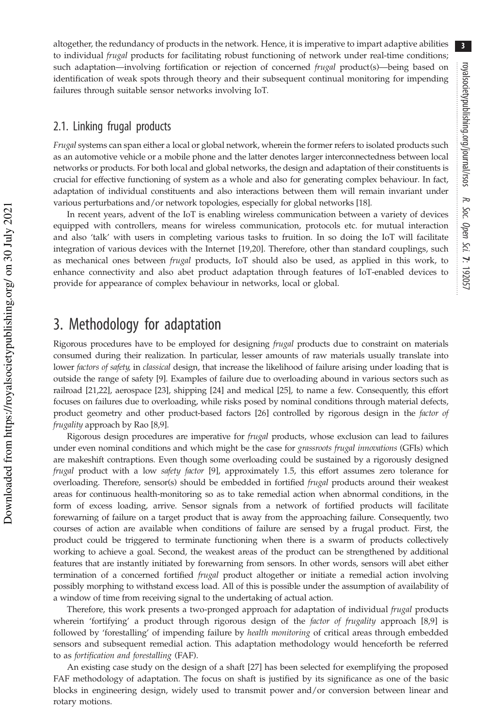altogether, the redundancy of products in the network. Hence, it is imperative to impart adaptive abilities to individual *frugal* products for facilitating robust functioning of network under real-time conditions; such adaptation—involving fortification or rejection of concerned *frugal* product(s)—being based on identification of weak spots through theory and their subsequent continual monitoring for impending failures through suitable sensor networks involving IoT.

## 2.1. Linking frugal products

*Frugal* systems can span either a local or global network, wherein the former refers to isolated products such as an automotive vehicle or a mobile phone and the latter denotes larger interconnectedness between local networks or products. For both local and global networks, the design and adaptation of their constituents is crucial for effective functioning of system as a whole and also for generating complex behaviour. In fact, adaptation of individual constituents and also interactions between them will remain invariant under various perturbations and/or network topologies, especially for global networks [18].

In recent years, advent of the IoT is enabling wireless communication between a variety of devices equipped with controllers, means for wireless communication, protocols etc. for mutual interaction and also 'talk' with users in completing various tasks to fruition. In so doing the IoT will facilitate integration of various devices with the Internet [19,20]. Therefore, other than standard couplings, such as mechanical ones between *frugal* products, IoT should also be used, as applied in this work, to enhance connectivity and also abet product adaptation through features of IoT-enabled devices to provide for appearance of complex behaviour in networks, local or global.

# 3. Methodology for adaptation

Rigorous procedures have to be employed for designing *frugal* products due to constraint on materials consumed during their realization. In particular, lesser amounts of raw materials usually translate into lower *factors of safety*, in *classical* design, that increase the likelihood of failure arising under loading that is outside the range of safety [9]. Examples of failure due to overloading abound in various sectors such as railroad [21,22], aerospace [23], shipping [24] and medical [25], to name a few. Consequently, this effort focuses on failures due to overloading, while risks posed by nominal conditions through material defects, product geometry and other product-based factors [26] controlled by rigorous design in the *factor of frugality* approach by Rao [8,9].

Rigorous design procedures are imperative for *frugal* products, whose exclusion can lead to failures under even nominal conditions and which might be the case for *grassroots frugal innovations* (GFIs) which are makeshift contraptions. Even though some overloading could be sustained by a rigorously designed *frugal* product with a low *safety factor* [9], approximately 1.5, this effort assumes zero tolerance for overloading. Therefore, sensor(s) should be embedded in fortified *frugal* products around their weakest areas for continuous health-monitoring so as to take remedial action when abnormal conditions, in the form of excess loading, arrive. Sensor signals from a network of fortified products will facilitate forewarning of failure on a target product that is away from the approaching failure. Consequently, two courses of action are available when conditions of failure are sensed by a frugal product. First, the product could be triggered to terminate functioning when there is a swarm of products collectively working to achieve a goal. Second, the weakest areas of the product can be strengthened by additional features that are instantly initiated by forewarning from sensors. In other words, sensors will abet either termination of a concerned fortified *frugal* product altogether or initiate a remedial action involving possibly morphing to withstand excess load. All of this is possible under the assumption of availability of a window of time from receiving signal to the undertaking of actual action.

Therefore, this work presents a two-pronged approach for adaptation of individual *frugal* products wherein 'fortifying' a product through rigorous design of the *factor of frugality* approach [8,9] is followed by 'forestalling' of impending failure by *health monitoring* of critical areas through embedded sensors and subsequent remedial action. This adaptation methodology would henceforth be referred to as *fortification and forestalling* (FAF).

An existing case study on the design of a shaft [27] has been selected for exemplifying the proposed FAF methodology of adaptation. The focus on shaft is justified by its significance as one of the basic blocks in engineering design, widely used to transmit power and/or conversion between linear and rotary motions.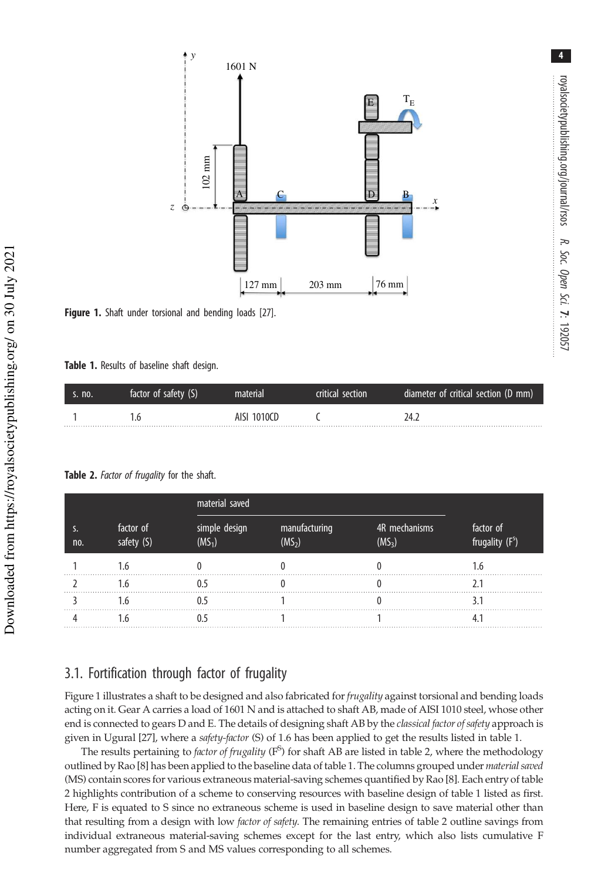Figure 1. Shaft under torsional and bending loads [27].

Table 1. Results of baseline shaft design.

| s. no. | factor of safety (S) | material | critical section | diameter of critical section (D mm) |
|---|---|---|---|---|
| 1 | 1.6 | AISI 1010CD | C | 24.2 |

Table 2. *Factor of frugality* for the shaft.

| s. no. | factor of safety (S) | material saved | | | factor of frugality ($F^S$) |
|---|---|---|---|---|---|
| | | simple design ($MS_1$) | manufacturing ($MS_2$) | 4R mechanisms ($MS_3$) | |
| 1 | 1.6 | 0 | 0 | 0 | 1.6 |
| 2 | 1.6 | 0.5 | 0 | 0 | 2.1 |
| 3 | 1.6 | 0.5 | 1 | 0 | 3.1 |
| 4 | 1.6 | 0.5 | 1 | 1 | 4.1 |

## 3.1. Fortification through factor of frugality

Figure 1 illustrates a shaft to be designed and also fabricated for *frugality* against torsional and bending loads acting on it. Gear A carries a load of 1601 N and is attached to shaft AB, made of AISI 1010 steel, whose other end is connected to gears D and E. The details of designing shaft AB by the *classical factor of safety* approach is given in Ugural [27], where a *safety-factor* (S) of 1.6 has been applied to get the results listed in table 1.

The results pertaining to *factor of frugality* ($F^S$) for shaft AB are listed in table 2, where the methodology outlined by Rao [8] has been applied to the baseline data of table 1. The columns grouped under *material saved* (MS) contain scores for various extraneous material-saving schemes quantified by Rao [8]. Each entry of table 2 highlights contribution of a scheme to conserving resources with baseline design of table 1 listed as first. Here, F is equated to S since no extraneous scheme is used in baseline design to save material other than that resulting from a design with low *factor of safety*. The remaining entries of table 2 outline savings from individual extraneous material-saving schemes except for the last entry, which also lists cumulative F number aggregated from S and MS values corresponding to all schemes.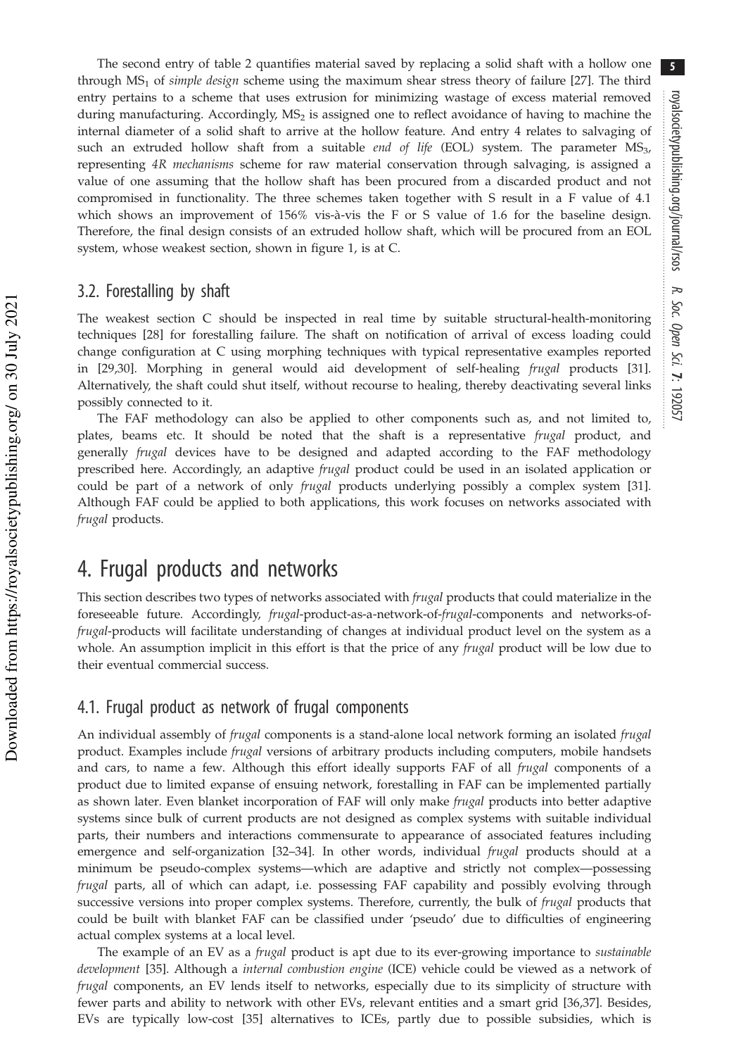The second entry of table 2 quantifies material saved by replacing a solid shaft with a hollow one through $MS_1$ of *simple design* scheme using the maximum shear stress theory of failure [27]. The third entry pertains to a scheme that uses extrusion for minimizing wastage of excess material removed during manufacturing. Accordingly, $MS_2$ is assigned one to reflect avoidance of having to machine the internal diameter of a solid shaft to arrive at the hollow feature. And entry 4 relates to salvaging of such an extruded hollow shaft from a suitable *end of life* (EOL) system. The parameter $MS_3$, representing *4R mechanisms* scheme for raw material conservation through salvaging, is assigned a value of one assuming that the hollow shaft has been procured from a discarded product and not compromised in functionality. The three schemes taken together with S result in a F value of 4.1 which shows an improvement of 156% vis-à-vis the F or S value of 1.6 for the baseline design. Therefore, the final design consists of an extruded hollow shaft, which will be procured from an EOL system, whose weakest section, shown in figure 1, is at C.

### 3.2. Forestalling by shaft

The weakest section C should be inspected in real time by suitable structural-health-monitoring techniques [28] for forestalling failure. The shaft on notification of arrival of excess loading could change configuration at C using morphing techniques with typical representative examples reported in [29,30]. Morphing in general would aid development of self-healing *frugal* products [31]. Alternatively, the shaft could shut itself, without recourse to healing, thereby deactivating several links possibly connected to it.

The FAF methodology can also be applied to other components such as, and not limited to, plates, beams etc. It should be noted that the shaft is a representative *frugal* product, and generally *frugal* devices have to be designed and adapted according to the FAF methodology prescribed here. Accordingly, an adaptive *frugal* product could be used in an isolated application or could be part of a network of only *frugal* products underlying possibly a complex system [31]. Although FAF could be applied to both applications, this work focuses on networks associated with *frugal* products.

## 4. Frugal products and networks

This section describes two types of networks associated with *frugal* products that could materialize in the foreseeable future. Accordingly, *frugal*-product-as-a-network-of-*frugal*-components and networks-of-*frugal*-products will facilitate understanding of changes at individual product level on the system as a whole. An assumption implicit in this effort is that the price of any *frugal* product will be low due to their eventual commercial success.

### 4.1. Frugal product as network of frugal components

An individual assembly of *frugal* components is a stand-alone local network forming an isolated *frugal* product. Examples include *frugal* versions of arbitrary products including computers, mobile handsets and cars, to name a few. Although this effort ideally supports FAF of all *frugal* components of a product due to limited expanse of ensuing network, forestalling in FAF can be implemented partially as shown later. Even blanket incorporation of FAF will only make *frugal* products into better adaptive systems since bulk of current products are not designed as complex systems with suitable individual parts, their numbers and interactions commensurate to appearance of associated features including emergence and self-organization [32–34]. In other words, individual *frugal* products should at a minimum be pseudo-complex systems—which are adaptive and strictly not complex—possessing *frugal* parts, all of which can adapt, i.e. possessing FAF capability and possibly evolving through successive versions into proper complex systems. Therefore, currently, the bulk of *frugal* products that could be built with blanket FAF can be classified under 'pseudo' due to difficulties of engineering actual complex systems at a local level.

The example of an EV as a *frugal* product is apt due to its ever-growing importance to *sustainable development* [35]. Although a *internal combustion engine* (ICE) vehicle could be viewed as a network of *frugal* components, an EV lends itself to networks, especially due to its simplicity of structure with fewer parts and ability to network with other EVs, relevant entities and a smart grid [36,37]. Besides, EVs are typically low-cost [35] alternatives to ICEs, partly due to possible subsidies, which is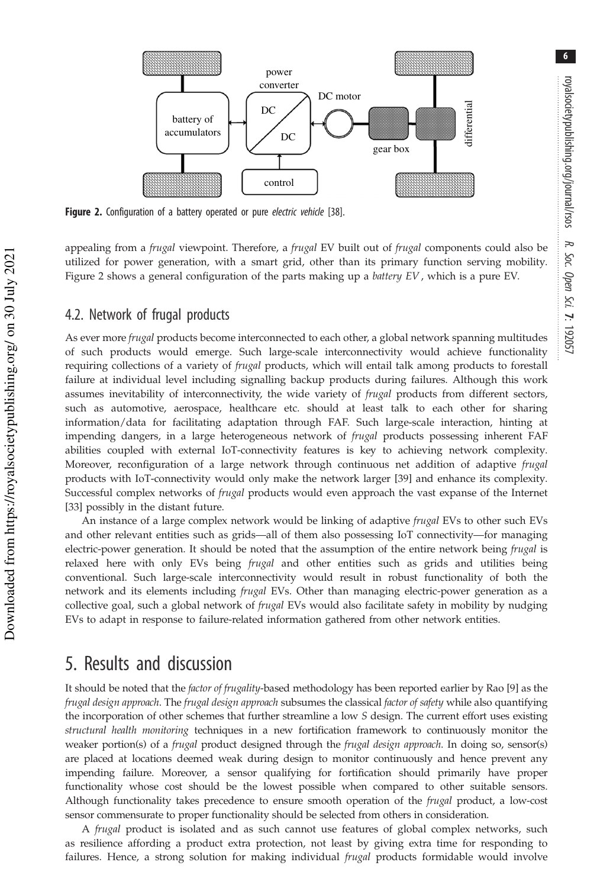**Figure 2.** Configuration of a battery operated or pure *electric vehicle* [38].

appealing from a *frugal* viewpoint. Therefore, a *frugal* EV built out of *frugal* components could also be utilized for power generation, with a smart grid, other than its primary function serving mobility. Figure 2 shows a general configuration of the parts making up a *battery EV*, which is a pure EV.

## 4.2. Network of frugal products

As ever more *frugal* products become interconnected to each other, a global network spanning multitudes of such products would emerge. Such large-scale interconnectivity would achieve functionality requiring collections of a variety of *frugal* products, which will entail talk among products to forestall failure at individual level including signalling backup products during failures. Although this work assumes inevitability of interconnectivity, the wide variety of *frugal* products from different sectors, such as automotive, aerospace, healthcare etc. should at least talk to each other for sharing information/data for facilitating adaptation through FAF. Such large-scale interaction, hinting at impending dangers, in a large heterogeneous network of *frugal* products possessing inherent FAF abilities coupled with external IoT-connectivity features is key to achieving network complexity. Moreover, reconfiguration of a large network through continuous net addition of adaptive *frugal* products with IoT-connectivity would only make the network larger [39] and enhance its complexity. Successful complex networks of *frugal* products would even approach the vast expanse of the Internet [33] possibly in the distant future.

An instance of a large complex network would be linking of adaptive *frugal* EVs to other such EVs and other relevant entities such as grids—all of them also possessing IoT connectivity—for managing electric-power generation. It should be noted that the assumption of the entire network being *frugal* is relaxed here with only EVs being *frugal* and other entities such as grids and utilities being conventional. Such large-scale interconnectivity would result in robust functionality of both the network and its elements including *frugal* EVs. Other than managing electric-power generation as a collective goal, such a global network of *frugal* EVs would also facilitate safety in mobility by nudging EVs to adapt in response to failure-related information gathered from other network entities.

# 5. Results and discussion

It should be noted that the *factor of frugality*-based methodology has been reported earlier by Rao [9] as the *frugal design approach*. The *frugal design approach* subsumes the classical *factor of safety* while also quantifying the incorporation of other schemes that further streamline a low $S$ design. The current effort uses existing *structural health monitoring* techniques in a new fortification framework to continuously monitor the weaker portion(s) of a *frugal* product designed through the *frugal design approach*. In doing so, sensor(s) are placed at locations deemed weak during design to monitor continuously and hence prevent any impending failure. Moreover, a sensor qualifying for fortification should primarily have proper functionality whose cost should be the lowest possible when compared to other suitable sensors. Although functionality takes precedence to ensure smooth operation of the *frugal* product, a low-cost sensor commensurate to proper functionality should be selected from others in consideration.

A *frugal* product is isolated and as such cannot use features of global complex networks, such as resilience affording a product extra protection, not least by giving extra time for responding to failures. Hence, a strong solution for making individual *frugal* products formidable would involve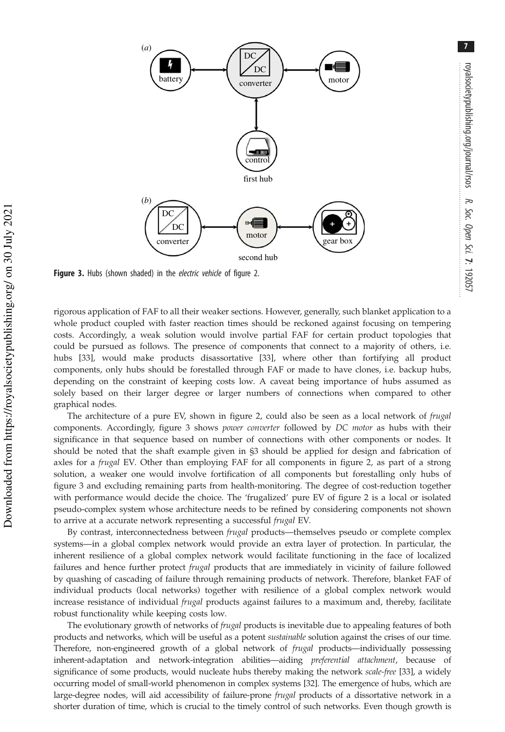**Figure 3.** Hubs (shown shaded) in the *electric vehicle* of figure 2.

rigorous application of FAF to all their weaker sections. However, generally, such blanket application to a whole product coupled with faster reaction times should be reckoned against focusing on tempering costs. Accordingly, a weak solution would involve partial FAF for certain product topologies that could be pursued as follows. The presence of components that connect to a majority of others, i.e. hubs [33], would make products disassortative [33], where other than fortifying all product components, only hubs should be forestalled through FAF or made to have clones, i.e. backup hubs, depending on the constraint of keeping costs low. A caveat being importance of hubs assumed as solely based on their larger degree or larger numbers of connections when compared to other graphical nodes.

The architecture of a pure EV, shown in figure 2, could also be seen as a local network of *frugal* components. Accordingly, figure 3 shows *power converter* followed by *DC motor* as hubs with their significance in that sequence based on number of connections with other components or nodes. It should be noted that the shaft example given in §3 should be applied for design and fabrication of axles for a *frugal* EV. Other than employing FAF for all components in figure 2, as part of a strong solution, a weaker one would involve fortification of all components but forestalling only hubs of figure 3 and excluding remaining parts from health-monitoring. The degree of cost-reduction together with performance would decide the choice. The 'frugalized' pure EV of figure 2 is a local or isolated pseudo-complex system whose architecture needs to be refined by considering components not shown to arrive at a accurate network representing a successful *frugal* EV.

By contrast, interconnectedness between *frugal* products—themselves pseudo or complete complex systems—in a global complex network would provide an extra layer of protection. In particular, the inherent resilience of a global complex network would facilitate functioning in the face of localized failures and hence further protect *frugal* products that are immediately in vicinity of failure followed by quashing of cascading of failure through remaining products of network. Therefore, blanket FAF of individual products (local networks) together with resilience of a global complex network would increase resistance of individual *frugal* products against failures to a maximum and, thereby, facilitate robust functionality while keeping costs low.

The evolutionary growth of networks of *frugal* products is inevitable due to appealing features of both products and networks, which will be useful as a potent *sustainable* solution against the crises of our time. Therefore, non-engineered growth of a global network of *frugal* products—individually possessing inherent-adaptation and network-integration abilities—aiding *preferential attachment*, because of significance of some products, would nucleate hubs thereby making the network *scale-free* [33], a widely occurring model of small-world phenomenon in complex systems [32]. The emergence of hubs, which are large-degree nodes, will aid accessibility of failure-prone *frugal* products of a dissortative network in a shorter duration of time, which is crucial to the timely control of such networks. Even though growth is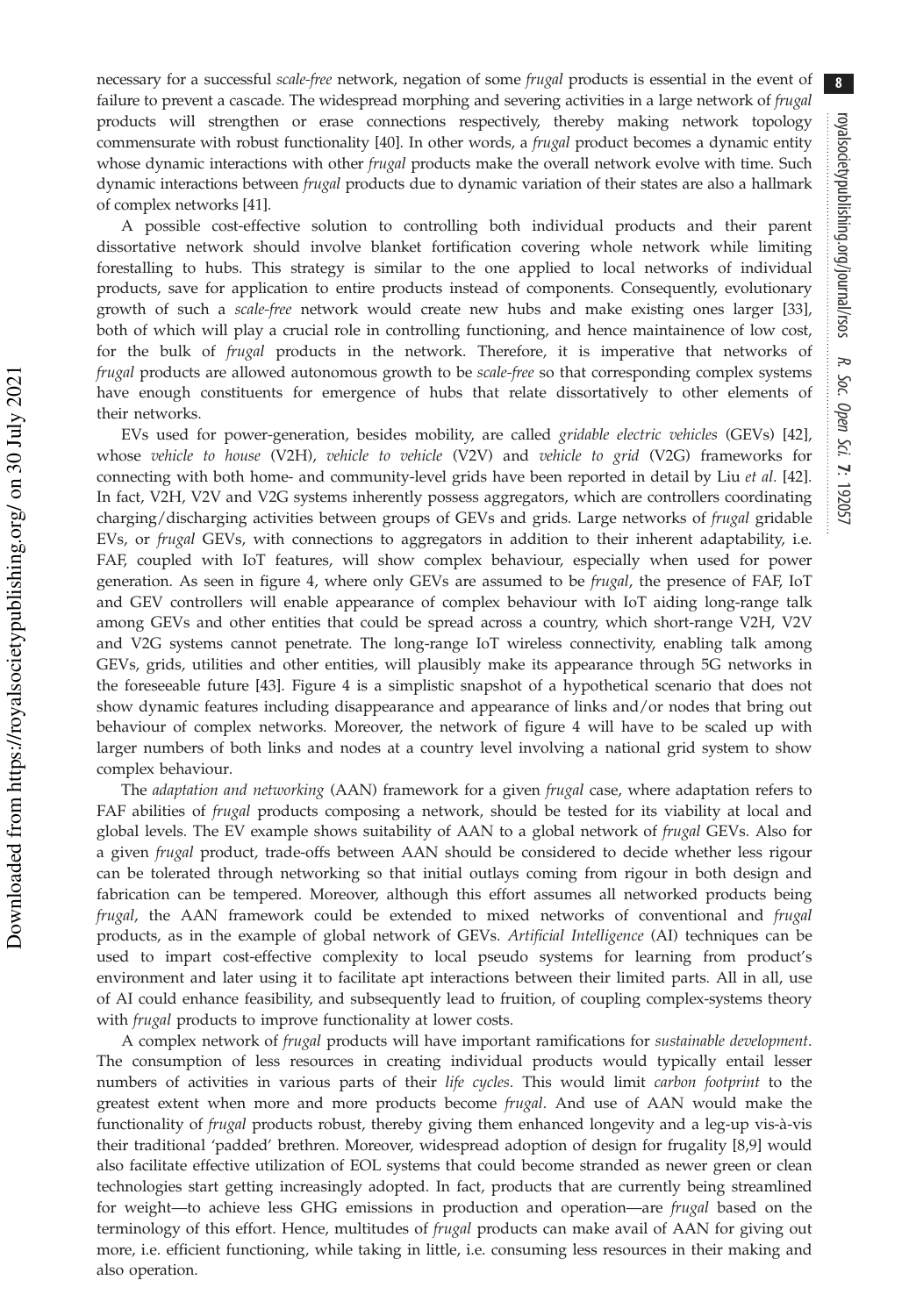necessary for a successful *scale-free* network, negation of some *frugal* products is essential in the event of failure to prevent a cascade. The widespread morphing and severing activities in a large network of *frugal* products will strengthen or erase connections respectively, thereby making network topology commensurate with robust functionality [40]. In other words, a *frugal* product becomes a dynamic entity whose dynamic interactions with other *frugal* products make the overall network evolve with time. Such dynamic interactions between *frugal* products due to dynamic variation of their states are also a hallmark of complex networks [41].

A possible cost-effective solution to controlling both individual products and their parent dissortative network should involve blanket fortification covering whole network while limiting forestalling to hubs. This strategy is similar to the one applied to local networks of individual products, save for application to entire products instead of components. Consequently, evolutionary growth of such a *scale-free* network would create new hubs and make existing ones larger [33], both of which will play a crucial role in controlling functioning, and hence maintainence of low cost, for the bulk of *frugal* products in the network. Therefore, it is imperative that networks of *frugal* products are allowed autonomous growth to be *scale-free* so that corresponding complex systems have enough constituents for emergence of hubs that relate dissortatively to other elements of their networks.

EVs used for power-generation, besides mobility, are called *gridable electric vehicles* (GEVs) [42], whose *vehicle to house* (V2H), *vehicle to vehicle* (V2V) and *vehicle to grid* (V2G) frameworks for connecting with both home- and community-level grids have been reported in detail by Liu *et al.* [42]. In fact, V2H, V2V and V2G systems inherently possess aggregators, which are controllers coordinating charging/discharging activities between groups of GEVs and grids. Large networks of *frugal* gridable EVs, or *frugal* GEVs, with connections to aggregators in addition to their inherent adaptability, i.e. FAF, coupled with IoT features, will show complex behaviour, especially when used for power generation. As seen in figure 4, where only GEVs are assumed to be *frugal*, the presence of FAF, IoT and GEV controllers will enable appearance of complex behaviour with IoT aiding long-range talk among GEVs and other entities that could be spread across a country, which short-range V2H, V2V and V2G systems cannot penetrate. The long-range IoT wireless connectivity, enabling talk among GEVs, grids, utilities and other entities, will plausibly make its appearance through 5G networks in the foreseeable future [43]. Figure 4 is a simplistic snapshot of a hypothetical scenario that does not show dynamic features including disappearance and appearance of links and/or nodes that bring out behaviour of complex networks. Moreover, the network of figure 4 will have to be scaled up with larger numbers of both links and nodes at a country level involving a national grid system to show complex behaviour.

The *adaptation and networking* (AAN) framework for a given *frugal* case, where adaptation refers to FAF abilities of *frugal* products composing a network, should be tested for its viability at local and global levels. The EV example shows suitability of AAN to a global network of *frugal* GEVs. Also for a given *frugal* product, trade-offs between AAN should be considered to decide whether less rigour can be tolerated through networking so that initial outlays coming from rigour in both design and fabrication can be tempered. Moreover, although this effort assumes all networked products being *frugal*, the AAN framework could be extended to mixed networks of conventional and *frugal* products, as in the example of global network of GEVs. *Artificial Intelligence* (AI) techniques can be used to impart cost-effective complexity to local pseudo systems for learning from product's environment and later using it to facilitate apt interactions between their limited parts. All in all, use of AI could enhance feasibility, and subsequently lead to fruition, of coupling complex-systems theory with *frugal* products to improve functionality at lower costs.

A complex network of *frugal* products will have important ramifications for *sustainable development*. The consumption of less resources in creating individual products would typically entail lesser numbers of activities in various parts of their *life cycles*. This would limit *carbon footprint* to the greatest extent when more and more products become *frugal*. And use of AAN would make the functionality of *frugal* products robust, thereby giving them enhanced longevity and a leg-up vis-à-vis their traditional 'padded' brethren. Moreover, widespread adoption of design for frugality [8,9] would also facilitate effective utilization of EOL systems that could become stranded as newer green or clean technologies start getting increasingly adopted. In fact, products that are currently being streamlined for weight—to achieve less GHG emissions in production and operation—are *frugal* based on the terminology of this effort. Hence, multitudes of *frugal* products can make avail of AAN for giving out more, i.e. efficient functioning, while taking in little, i.e. consuming less resources in their making and also operation.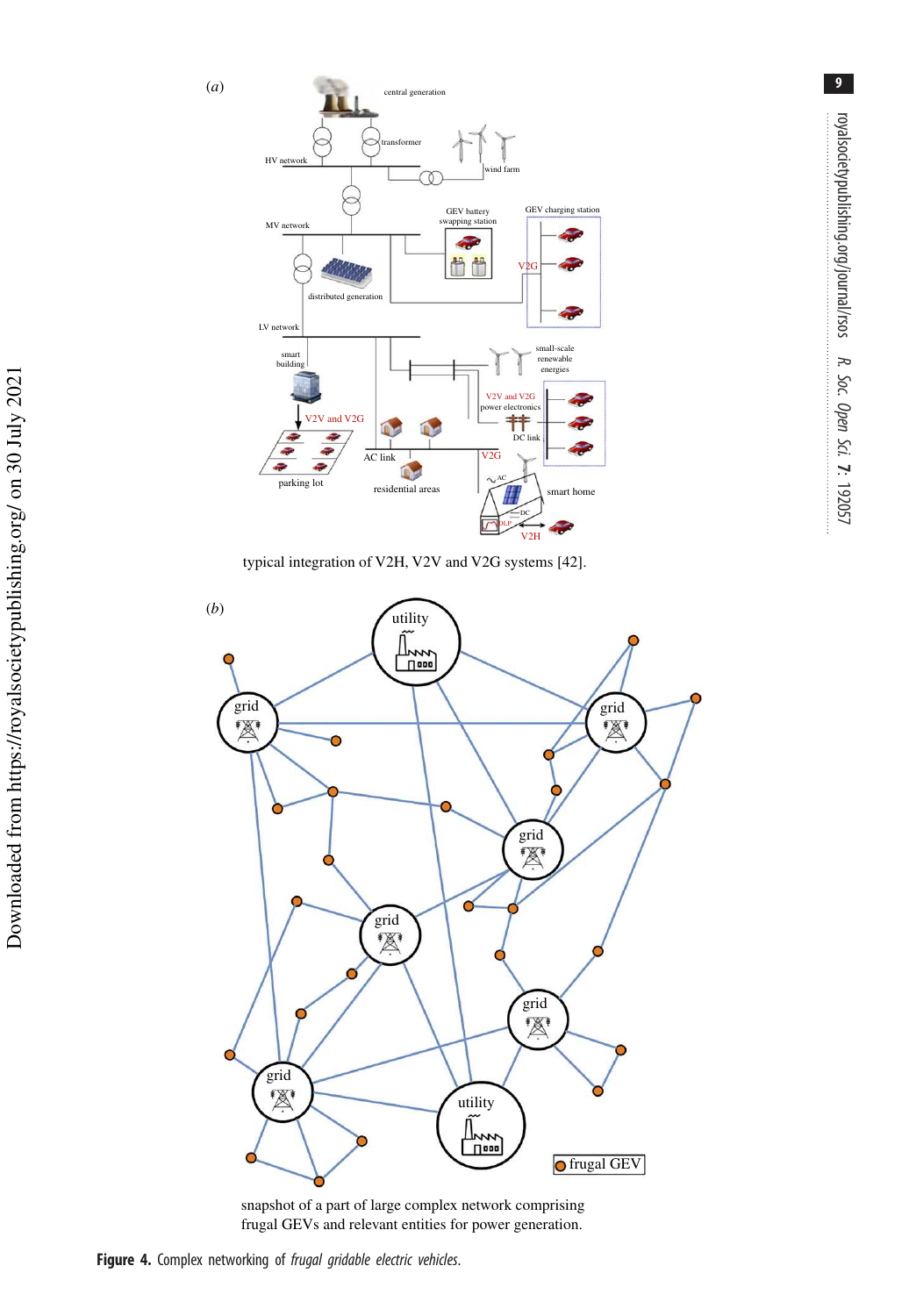(*a*)

typical integration of V2H, V2V and V2G systems [42].

(*b*)

snapshot of a part of large complex network comprising frugal GEVs and relevant entities for power generation.

**Figure 4.** Complex networking of *frugal gridable electric vehicles*.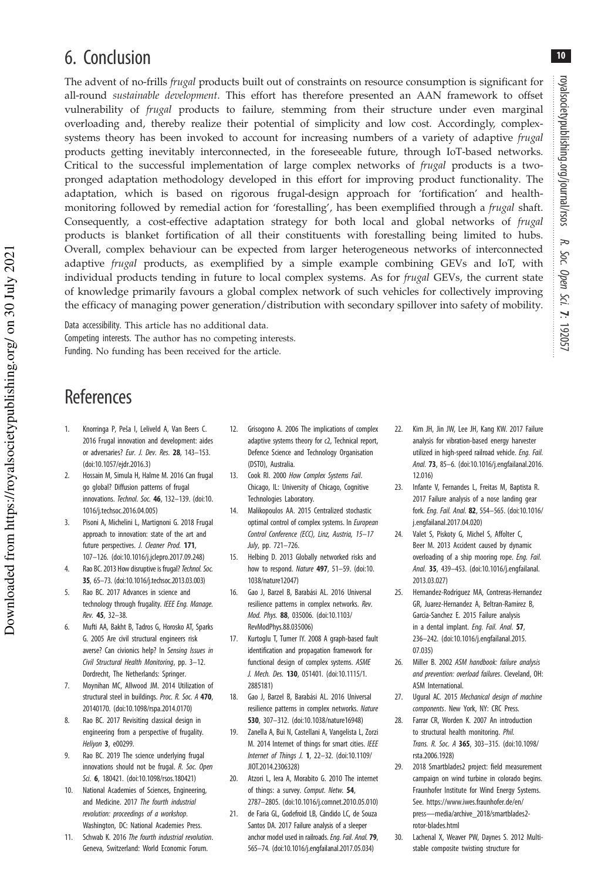# 6. Conclusion

The advent of no-frills *frugal* products built out of constraints on resource consumption is significant for all-round *sustainable development*. This effort has therefore presented an AAN framework to offset vulnerability of *frugal* products to failure, stemming from their structure under even marginal overloading and, thereby realize their potential of simplicity and low cost. Accordingly, complex-systems theory has been invoked to account for increasing numbers of a variety of adaptive *frugal* products getting inevitably interconnected, in the foreseeable future, through IoT-based networks. Critical to the successful implementation of large complex networks of *frugal* products is a two-pronged adaptation methodology developed in this effort for improving product functionality. The adaptation, which is based on rigorous frugal-design approach for 'fortification' and health-monitoring followed by remedial action for 'forestalling', has been exemplified through a *frugal* shaft. Consequently, a cost-effective adaptation strategy for both local and global networks of *frugal* products is blanket fortification of all their constituents with forestalling being limited to hubs. Overall, complex behaviour can be expected from larger heterogeneous networks of interconnected adaptive *frugal* products, as exemplified by a simple example combining GEVs and IoT, with individual products tending in future to local complex systems. As for *frugal* GEVs, the current state of knowledge primarily favours a global complex network of such vehicles for collectively improving the efficacy of managing power generation/distribution with secondary spillover into safety of mobility.

Data accessibility. This article has no additional data.

Competing interests. The author has no competing interests.

Funding. No funding has been received for the article.

# References

1. Knorringa P, Peša I, Leliveld A, Van Beers C. 2016 Frugal innovation and development: aides or adversaries? *Eur. J. Dev. Res.* **28**, 143–153. (doi:10.1057/ejdr.2016.3)
2. Hossain M, Simula H, Halme M. 2016 Can frugal go global? Diffusion patterns of frugal innovations. *Technol. Soc.* **46**, 132–139. (doi:10.1016/j.techsoc.2016.04.005)
3. Pisoni A, Michelini L, Martignoni G. 2018 Frugal approach to innovation: state of the art and future perspectives. *J. Cleaner Prod.* **171**, 107–126. (doi:10.1016/j.jclepro.2017.09.248)
4. Rao BC. 2013 How disruptive is frugal? *Technol. Soc.* **35**, 65–73. (doi:10.1016/j.techsoc.2013.03.003)
5. Rao BC. 2017 Advances in science and technology through frugality. *IEEE Eng. Manage. Rev.* **45**, 32–38.
6. Mufti AA, Bakht B, Tadros G, Horosko AT, Sparks G. 2005 Are civil structural engineers risk averse? Can civionics help? In *Sensing Issues in Civil Structural Health Monitoring*, pp. 3–12. Dordrecht, The Netherlands: Springer.
7. Moynihan MC, Allwood JM. 2014 Utilization of structural steel in buildings. *Proc. R. Soc. A* **470**, 20140170. (doi:10.1098/rspa.2014.0170)
8. Rao BC. 2017 Revisiting classical design in engineering from a perspective of frugality. *Heliyon* **3**, e00299.
9. Rao BC. 2019 The science underlying frugal innovations should not be frugal. *R. Soc. Open Sci.* **6**, 180421. (doi:10.1098/rsos.180421)
10. National Academies of Sciences, Engineering, and Medicine. 2017 *The fourth industrial revolution: proceedings of a workshop*. Washington, DC: National Academies Press.
11. Schwab K. 2016 *The fourth industrial revolution*. Geneva, Switzerland: World Economic Forum.
12. Grisogono A. 2006 The implications of complex adaptive systems theory for c2, Technical report, Defence Science and Technology Organisation (DSTO), Australia.
13. Cook RI. 2000 *How Complex Systems Fail*. Chicago, IL: University of Chicago, Cognitive Technologies Laboratory.
14. Malikopoulos AA. 2015 Centralized stochastic optimal control of complex systems. In *European Control Conference (ECC), Linz, Austria, 15–17 July*, pp. 721–726.
15. Helbing D. 2013 Globally networked risks and how to respond. *Nature* **497**, 51–59. (doi:10.1038/nature12047)
16. Gao J, Barzel B, Barabási AL. 2016 Universal resilience patterns in complex networks. *Rev. Mod. Phys.* **88**, 035006. (doi:10.1103/RevModPhys.88.035006)
17. Kurtoglu T, Tumer IY. 2008 A graph-based fault identification and propagation framework for functional design of complex systems. *ASME J. Mech. Des.* **130**, 051401. (doi:10.1115/1.2885181)
18. Gao J, Barzel B, Barabási AL. 2016 Universal resilience patterns in complex networks. *Nature* **530**, 307–312. (doi:10.1038/nature16948)
19. Zanella A, Bui N, Castellani A, Vangelista L, Zorzi M. 2014 Internet of things for smart cities. *IEEE Internet of Things J.* **1**, 22–32. (doi:10.1109/JIOT.2014.2306328)
20. Atzori L, Iera A, Morabito G. 2010 The internet of things: a survey. *Comput. Netw.* **54**, 2787–2805. (doi:10.1016/j.comnet.2010.05.010)
21. de Faria GL, Godefroid LB, Cândido LC, de Souza Santos DA. 2017 Failure analysis of a sleeper anchor model used in railroads. *Eng. Fail. Anal.* **79**, 565–74. (doi:10.1016/j.engfailanal.2017.05.034)
22. Kim JH, Jin JW, Lee JH, Kang KW. 2017 Failure analysis for vibration-based energy harvester utilized in high-speed railroad vehicle. *Eng. Fail. Anal.* **73**, 85–6. (doi:10.1016/j.engfailanal.2016.12.016)
23. Infante V, Fernandes L, Freitas M, Baptista R. 2017 Failure analysis of a nose landing gear fork. *Eng. Fail. Anal.* **82**, 554–565. (doi:10.1016/j.engfailanal.2017.04.020)
24. Valet S, Piskoty G, Michel S, Affolter C, Beer M. 2013 Accident caused by dynamic overloading of a ship mooring rope. *Eng. Fail. Anal.* **35**, 439–453. (doi:10.1016/j.engfailanal.2013.03.027)
25. Hernandez-Rodriguez MA, Contreras-Hernandez GR, Juarez-Hernandez A, Beltran-Ramirez B, Garcia-Sanchez E. 2015 Failure analysis in a dental implant. *Eng. Fail. Anal.* **57**, 236–242. (doi:10.1016/j.engfailanal.2015.07.035)
26. Miller B. 2002 *ASM handbook: failure analysis and prevention: overload failures*. Cleveland, OH: ASM International.
27. Ugural AC. 2015 *Mechanical design of machine components*. New York, NY: CRC Press.
28. Farrar CR, Worden K. 2007 An introduction to structural health monitoring. *Phil. Trans. R. Soc. A* **365**, 303–315. (doi:10.1098/rsta.2006.1928)
29. 2018 Smartblades2 project: field measurement campaign on wind turbine in colorado begins. Fraunhofer Institute for Wind Energy Systems. See. https://www.iwes.fraunhofer.de/en/press—media/archive_2018/smartblades2-rotor-blades.html
30. Lachenal X, Weaver PW, Daynes S. 2012 Multi-stable composite twisting structure for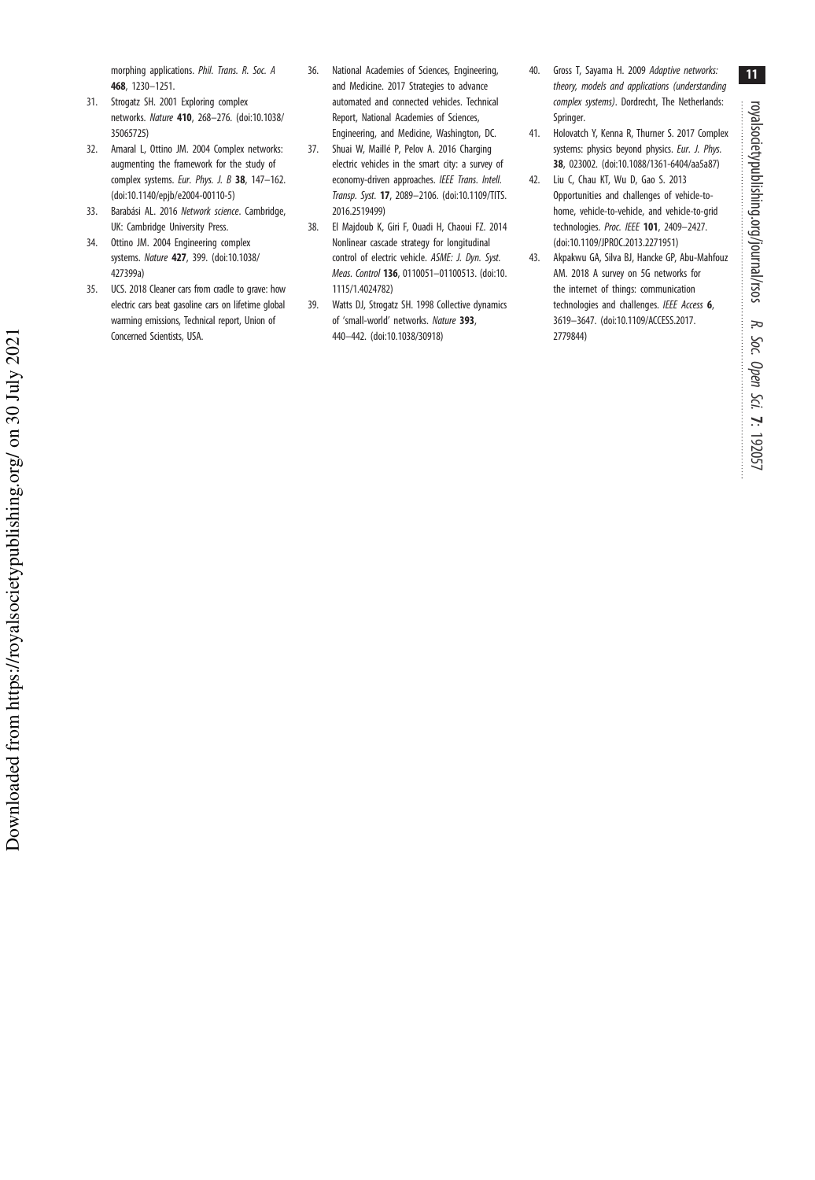morphing applications. *Phil. Trans. R. Soc. A* **468**, 1230–1251.

31. Strogatz SH. 2001 Exploring complex networks. *Nature* **410**, 268–276. (doi:10.1038/35065725)
32. Amaral L, Ottino JM. 2004 Complex networks: augmenting the framework for the study of complex systems. *Eur. Phys. J. B* **38**, 147–162. (doi:10.1140/epjb/e2004-00110-5)
33. Barabási AL. 2016 *Network science*. Cambridge, UK: Cambridge University Press.
34. Ottino JM. 2004 Engineering complex systems. *Nature* **427**, 399. (doi:10.1038/427399a)
35. UCS. 2018 Cleaner cars from cradle to grave: how electric cars beat gasoline cars on lifetime global warming emissions, Technical report, Union of Concerned Scientists, USA.
36. National Academies of Sciences, Engineering, and Medicine. 2017 Strategies to advance automated and connected vehicles. Technical Report, National Academies of Sciences, Engineering, and Medicine, Washington, DC.
37. Shuai W, Maillé P, Pelov A. 2016 Charging electric vehicles in the smart city: a survey of economy-driven approaches. *IEEE Trans. Intell. Transp. Syst.* **17**, 2089–2106. (doi:10.1109/TITS.2016.2519499)
38. El Majdoub K, Giri F, Ouadi H, Chaoui FZ. 2014 Nonlinear cascade strategy for longitudinal control of electric vehicle. *ASME: J. Dyn. Syst. Meas. Control* **136**, 0110051–01100513. (doi:10.1115/1.4024782)
39. Watts DJ, Strogatz SH. 1998 Collective dynamics of 'small-world' networks. *Nature* **393**, 440–442. (doi:10.1038/30918)
40. Gross T, Sayama H. 2009 *Adaptive networks: theory, models and applications (understanding complex systems)*. Dordrecht, The Netherlands: Springer.
41. Holovatch Y, Kenna R, Thurner S. 2017 Complex systems: physics beyond physics. *Eur. J. Phys.* **38**, 023002. (doi:10.1088/1361-6404/aa5a87)
42. Liu C, Chau KT, Wu D, Gao S. 2013 Opportunities and challenges of vehicle-to-home, vehicle-to-vehicle, and vehicle-to-grid technologies. *Proc. IEEE* **101**, 2409–2427. (doi:10.1109/JPROC.2013.2271951)
43. Akpakwu GA, Silva BJ, Hancke GP, Abu-Mahfouz AM. 2018 A survey on 5G networks for the internet of things: communication technologies and challenges. *IEEE Access* **6**, 3619–3647. (doi:10.1109/ACCESS.2017.2779844)